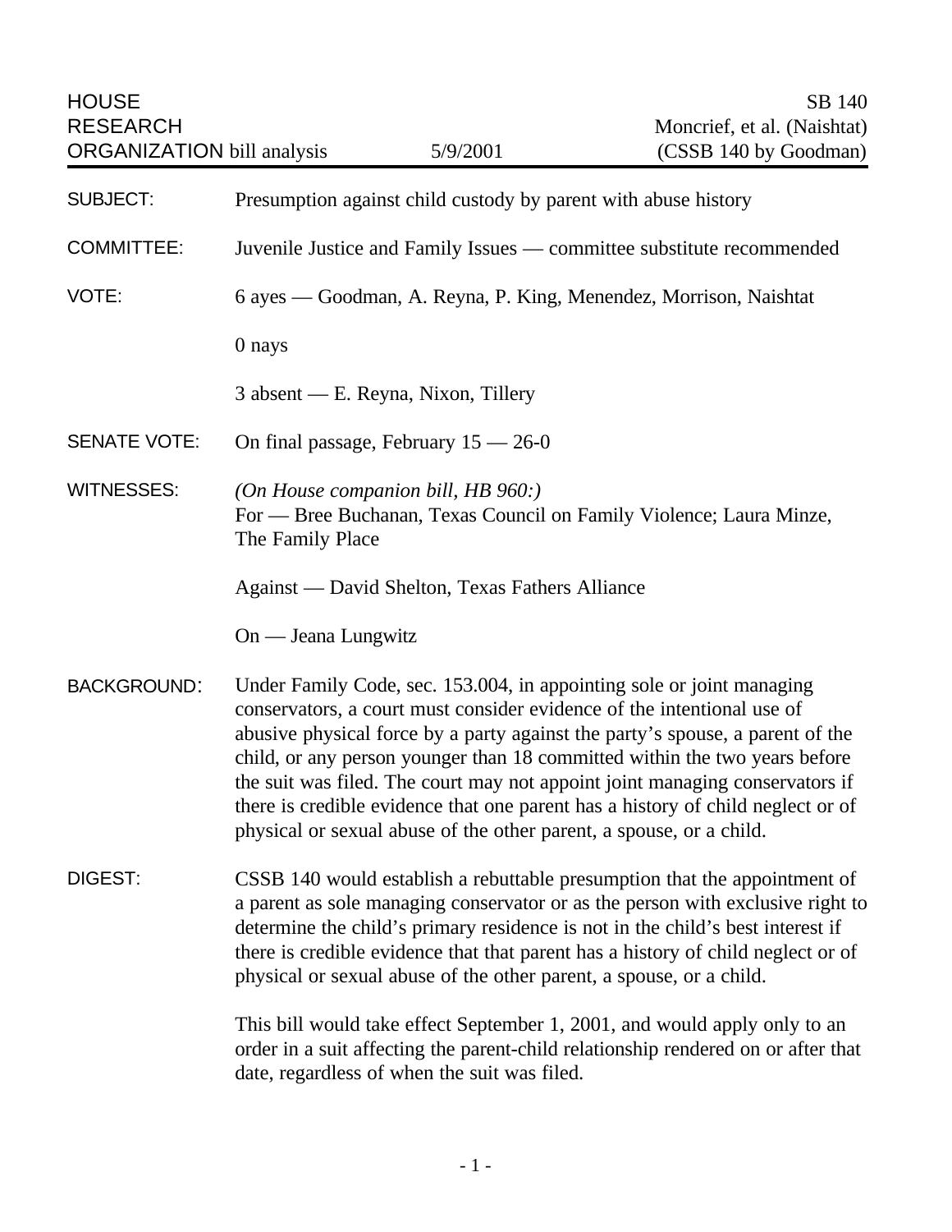HOUSE RESEARCH ORGANIZATION bill analysis — 5/9/2001

SB 140
Moncrief, et al. (Naishtat)
(CSSB 140 by Goodman)

**SUBJECT:** Presumption against child custody by parent with abuse history

**COMMITTEE:** Juvenile Justice and Family Issues — committee substitute recommended

**VOTE:** 6 ayes — Goodman, A. Reyna, P. King, Menendez, Morrison, Naishtat

0 nays

3 absent — E. Reyna, Nixon, Tillery

**SENATE VOTE:** On final passage, February 15 — 26-0

**WITNESSES:** *(On House companion bill, HB 960:)*
For — Bree Buchanan, Texas Council on Family Violence; Laura Minze, The Family Place

Against — David Shelton, Texas Fathers Alliance

On — Jeana Lungwitz

**BACKGROUND:** Under Family Code, sec. 153.004, in appointing sole or joint managing conservators, a court must consider evidence of the intentional use of abusive physical force by a party against the party's spouse, a parent of the child, or any person younger than 18 committed within the two years before the suit was filed. The court may not appoint joint managing conservators if there is credible evidence that one parent has a history of child neglect or of physical or sexual abuse of the other parent, a spouse, or a child.

**DIGEST:** CSSB 140 would establish a rebuttable presumption that the appointment of a parent as sole managing conservator or as the person with exclusive right to determine the child's primary residence is not in the child's best interest if there is credible evidence that that parent has a history of child neglect or of physical or sexual abuse of the other parent, a spouse, or a child.

This bill would take effect September 1, 2001, and would apply only to an order in a suit affecting the parent-child relationship rendered on or after that date, regardless of when the suit was filed.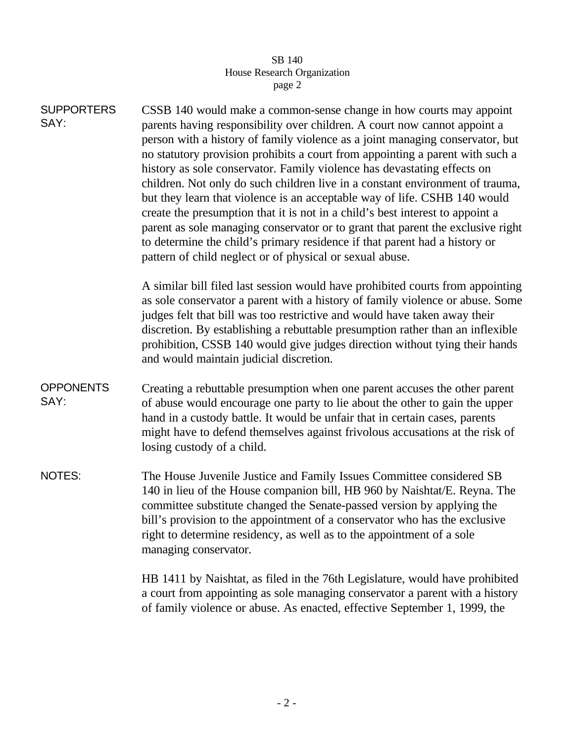**SUPPORTERS SAY:**

CSSB 140 would make a common-sense change in how courts may appoint parents having responsibility over children. A court now cannot appoint a person with a history of family violence as a joint managing conservator, but no statutory provision prohibits a court from appointing a parent with such a history as sole conservator. Family violence has devastating effects on children. Not only do such children live in a constant environment of trauma, but they learn that violence is an acceptable way of life. CSHB 140 would create the presumption that it is not in a child's best interest to appoint a parent as sole managing conservator or to grant that parent the exclusive right to determine the child's primary residence if that parent had a history or pattern of child neglect or of physical or sexual abuse.

A similar bill filed last session would have prohibited courts from appointing as sole conservator a parent with a history of family violence or abuse. Some judges felt that bill was too restrictive and would have taken away their discretion. By establishing a rebuttable presumption rather than an inflexible prohibition, CSSB 140 would give judges direction without tying their hands and would maintain judicial discretion.

**OPPONENTS SAY:**

Creating a rebuttable presumption when one parent accuses the other parent of abuse would encourage one party to lie about the other to gain the upper hand in a custody battle. It would be unfair that in certain cases, parents might have to defend themselves against frivolous accusations at the risk of losing custody of a child.

**NOTES:**

The House Juvenile Justice and Family Issues Committee considered SB 140 in lieu of the House companion bill, HB 960 by Naishtat/E. Reyna. The committee substitute changed the Senate-passed version by applying the bill's provision to the appointment of a conservator who has the exclusive right to determine residency, as well as to the appointment of a sole managing conservator.

HB 1411 by Naishtat, as filed in the 76th Legislature, would have prohibited a court from appointing as sole managing conservator a parent with a history of family violence or abuse. As enacted, effective September 1, 1999, the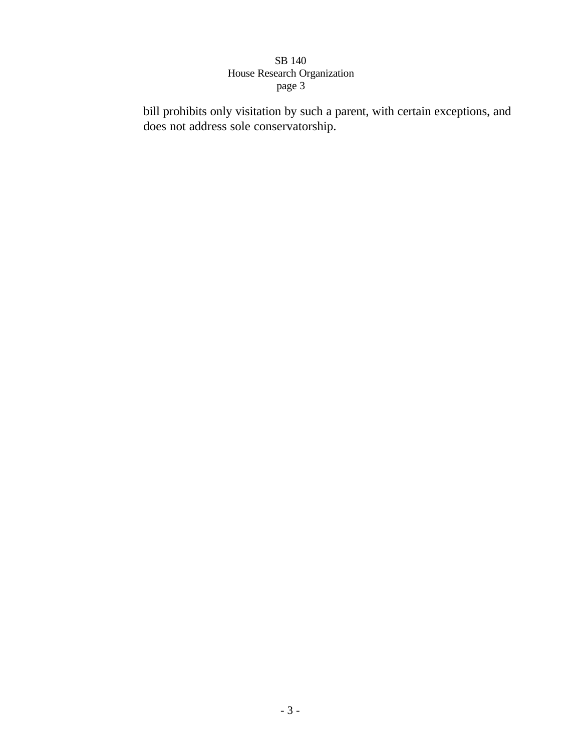bill prohibits only visitation by such a parent, with certain exceptions, and does not address sole conservatorship.